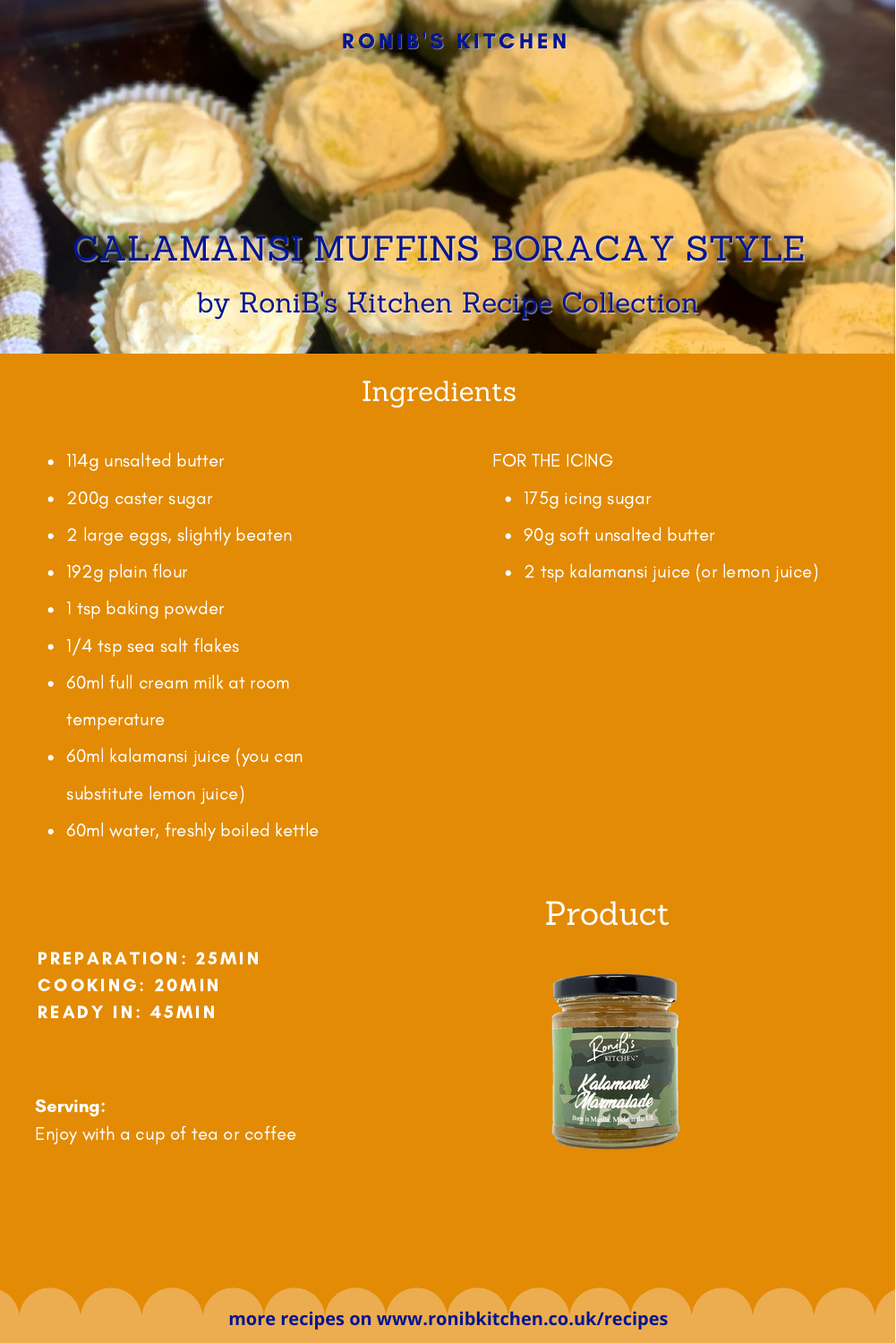RONIB'S KITCHEN

# CALAMANSI MUFFINS BORACAY STYLE

## by RoniB's Kitchen Recipe Collection

## Ingredients

- 114g unsalted butter
- 200g caster sugar
- 2 large eggs, slightly beaten
- 192g plain flour
- 1 tsp baking powder
- 1/4 tsp sea salt flakes
- 60ml full cream milk at room temperature
- 60ml kalamansi juice (you can substitute lemon juice)
- 60ml water, freshly boiled kettle

FOR THE ICING

- 175g icing sugar
- 90g soft unsalted butter
- 2 tsp kalamansi juice (or lemon juice)

**PREPARATION: 25MIN**
**COOKING: 20MIN**
**READY IN: 45MIN**

**Serving:**
Enjoy with a cup of tea or coffee

## Product

RoniB's Kitchen Kalamansi Marmalade

more recipes on www.ronibkitchen.co.uk/recipes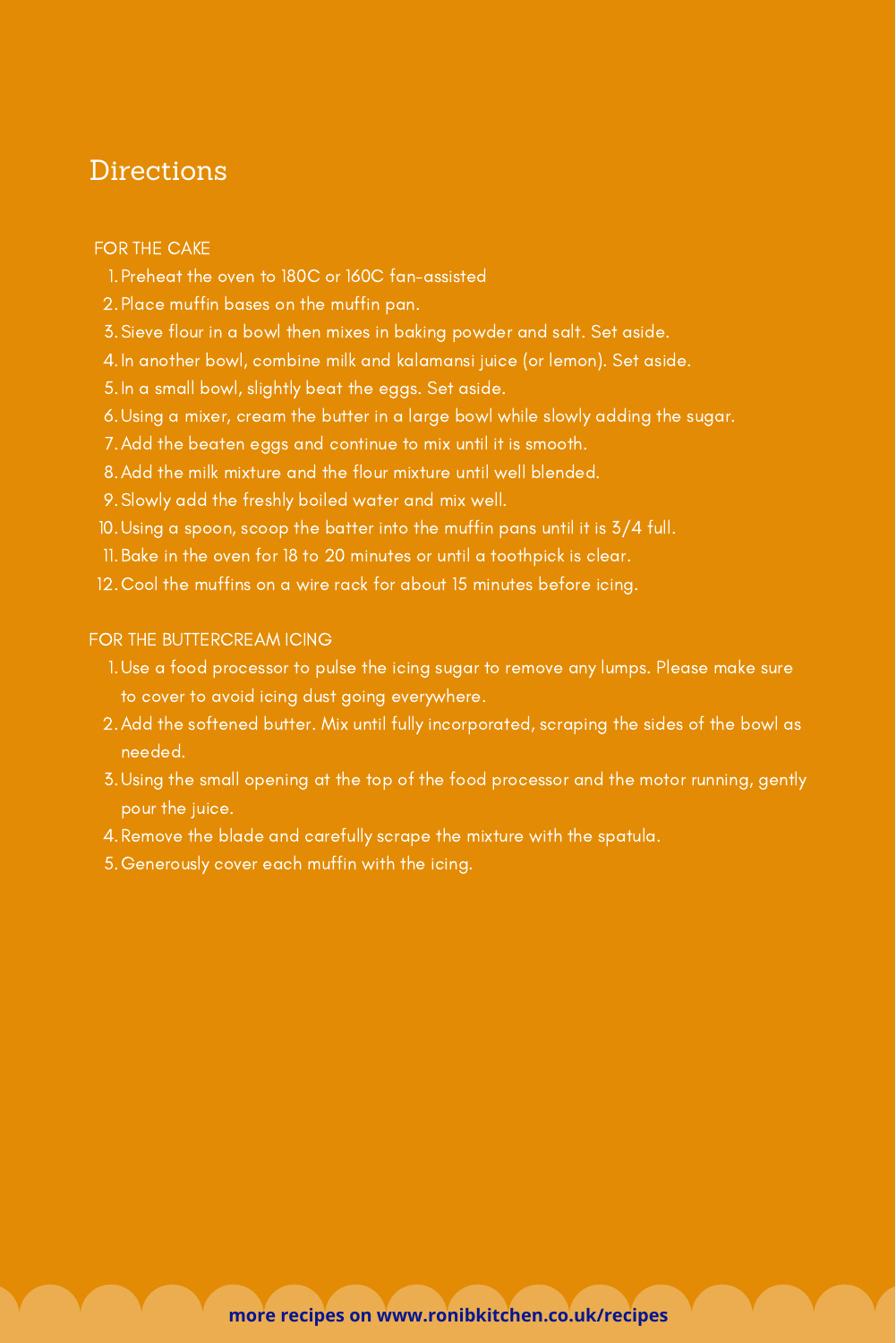## Directions

FOR THE CAKE

1. Preheat the oven to 180C or 160C fan-assisted
2. Place muffin bases on the muffin pan.
3. Sieve flour in a bowl then mixes in baking powder and salt. Set aside.
4. In another bowl, combine milk and kalamansi juice (or lemon). Set aside.
5. In a small bowl, slightly beat the eggs. Set aside.
6. Using a mixer, cream the butter in a large bowl while slowly adding the sugar.
7. Add the beaten eggs and continue to mix until it is smooth.
8. Add the milk mixture and the flour mixture until well blended.
9. Slowly add the freshly boiled water and mix well.
10. Using a spoon, scoop the batter into the muffin pans until it is 3/4 full.
11. Bake in the oven for 18 to 20 minutes or until a toothpick is clear.
12. Cool the muffins on a wire rack for about 15 minutes before icing.

FOR THE BUTTERCREAM ICING

1. Use a food processor to pulse the icing sugar to remove any lumps. Please make sure to cover to avoid icing dust going everywhere.
2. Add the softened butter. Mix until fully incorporated, scraping the sides of the bowl as needed.
3. Using the small opening at the top of the food processor and the motor running, gently pour the juice.
4. Remove the blade and carefully scrape the mixture with the spatula.
5. Generously cover each muffin with the icing.

**more recipes on www.ronibkitchen.co.uk/recipes**